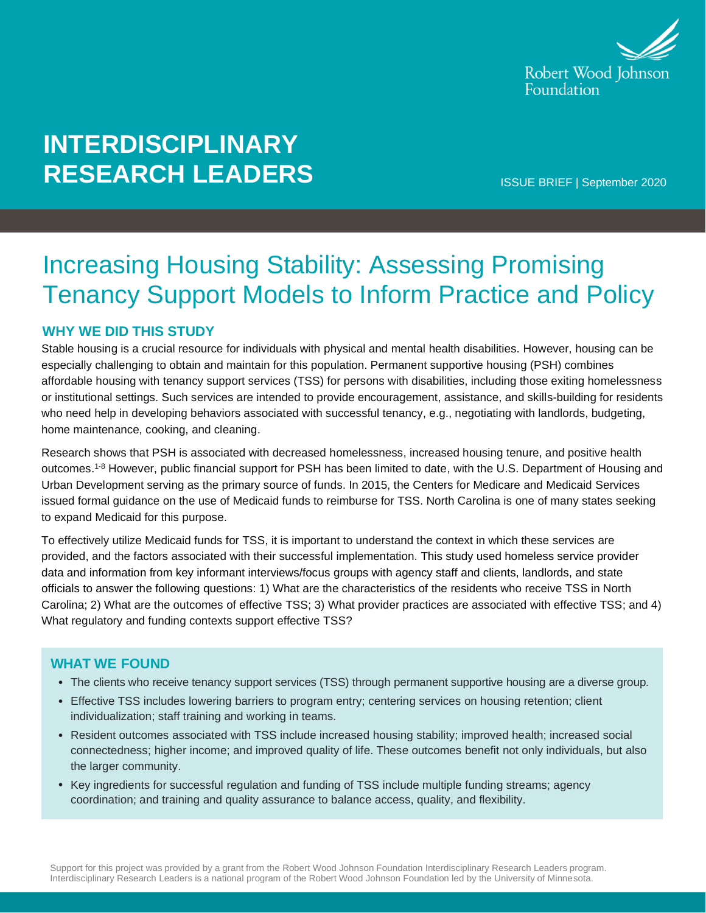Robert Wood Johnson Foundation

**INTERDISCIPLINARY RESEARCH LEADERS**

ISSUE BRIEF | September 2020

# Increasing Housing Stability: Assessing Promising Tenancy Support Models to Inform Practice and Policy

## WHY WE DID THIS STUDY

Stable housing is a crucial resource for individuals with physical and mental health disabilities. However, housing can be especially challenging to obtain and maintain for this population. Permanent supportive housing (PSH) combines affordable housing with tenancy support services (TSS) for persons with disabilities, including those exiting homelessness or institutional settings. Such services are intended to provide encouragement, assistance, and skills-building for residents who need help in developing behaviors associated with successful tenancy, e.g., negotiating with landlords, budgeting, home maintenance, cooking, and cleaning.

Research shows that PSH is associated with decreased homelessness, increased housing tenure, and positive health outcomes.[1-8] However, public financial support for PSH has been limited to date, with the U.S. Department of Housing and Urban Development serving as the primary source of funds. In 2015, the Centers for Medicare and Medicaid Services issued formal guidance on the use of Medicaid funds to reimburse for TSS. North Carolina is one of many states seeking to expand Medicaid for this purpose.

To effectively utilize Medicaid funds for TSS, it is important to understand the context in which these services are provided, and the factors associated with their successful implementation. This study used homeless service provider data and information from key informant interviews/focus groups with agency staff and clients, landlords, and state officials to answer the following questions: 1) What are the characteristics of the residents who receive TSS in North Carolina; 2) What are the outcomes of effective TSS; 3) What provider practices are associated with effective TSS; and 4) What regulatory and funding contexts support effective TSS?

## WHAT WE FOUND

- The clients who receive tenancy support services (TSS) through permanent supportive housing are a diverse group.
- Effective TSS includes lowering barriers to program entry; centering services on housing retention; client individualization; staff training and working in teams.
- Resident outcomes associated with TSS include increased housing stability; improved health; increased social connectedness; higher income; and improved quality of life. These outcomes benefit not only individuals, but also the larger community.
- Key ingredients for successful regulation and funding of TSS include multiple funding streams; agency coordination; and training and quality assurance to balance access, quality, and flexibility.

Support for this project was provided by a grant from the Robert Wood Johnson Foundation Interdisciplinary Research Leaders program. Interdisciplinary Research Leaders is a national program of the Robert Wood Johnson Foundation led by the University of Minnesota.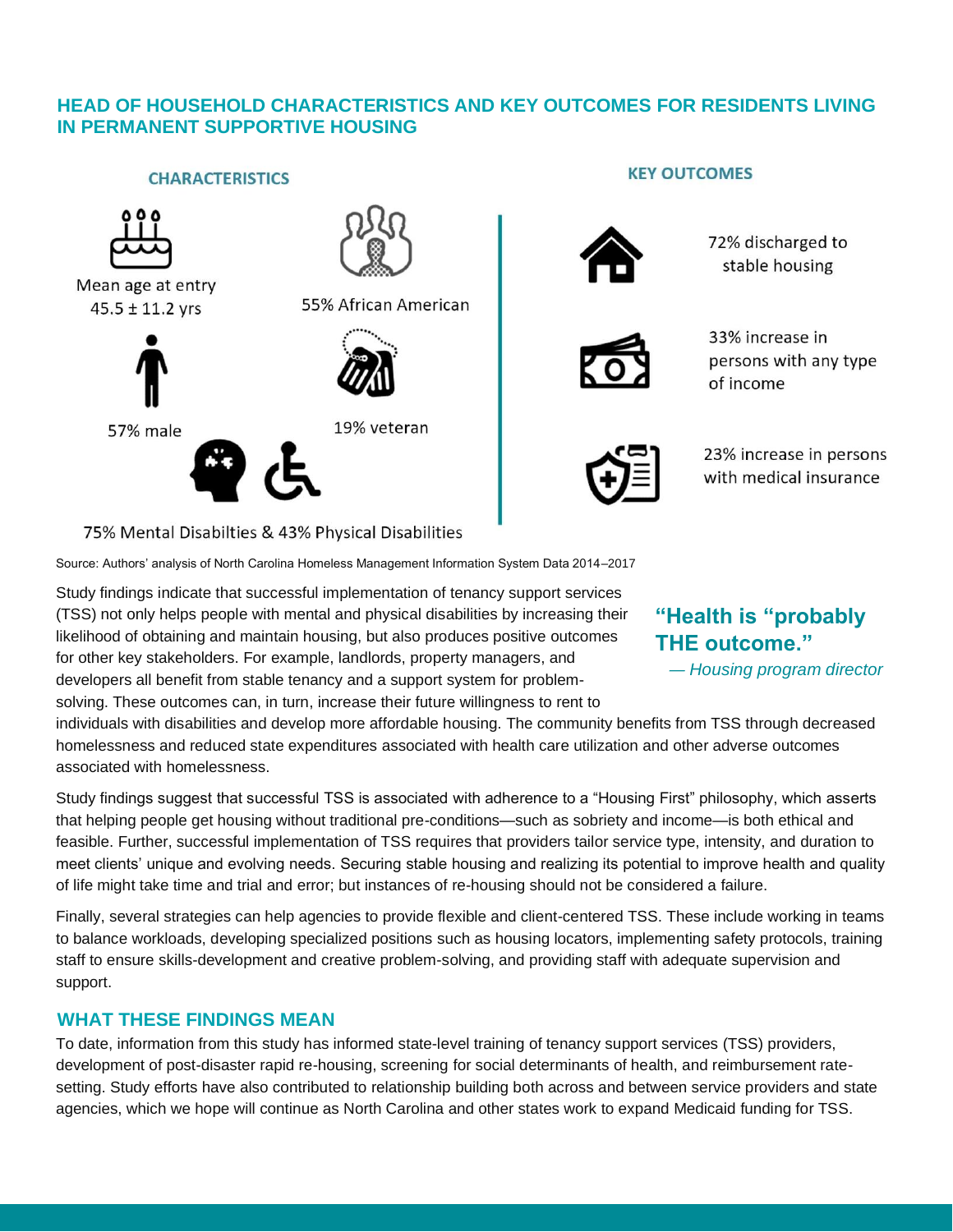## HEAD OF HOUSEHOLD CHARACTERISTICS AND KEY OUTCOMES FOR RESIDENTS LIVING IN PERMANENT SUPPORTIVE HOUSING

### CHARACTERISTICS

Mean age at entry 45.5 ± 11.2 yrs

55% African American

57% male

19% veteran

75% Mental Disabilties & 43% Physical Disabilities

### KEY OUTCOMES

72% discharged to stable housing

33% increase in persons with any type of income

23% increase in persons with medical insurance

Source: Authors' analysis of North Carolina Homeless Management Information System Data 2014–2017

> **"Health is "probably THE outcome."**
> *— Housing program director*

Study findings indicate that successful implementation of tenancy support services (TSS) not only helps people with mental and physical disabilities by increasing their likelihood of obtaining and maintain housing, but also produces positive outcomes for other key stakeholders. For example, landlords, property managers, and developers all benefit from stable tenancy and a support system for problem-solving. These outcomes can, in turn, increase their future willingness to rent to individuals with disabilities and develop more affordable housing. The community benefits from TSS through decreased homelessness and reduced state expenditures associated with health care utilization and other adverse outcomes associated with homelessness.

Study findings suggest that successful TSS is associated with adherence to a "Housing First" philosophy, which asserts that helping people get housing without traditional pre-conditions—such as sobriety and income—is both ethical and feasible. Further, successful implementation of TSS requires that providers tailor service type, intensity, and duration to meet clients' unique and evolving needs. Securing stable housing and realizing its potential to improve health and quality of life might take time and trial and error; but instances of re-housing should not be considered a failure.

Finally, several strategies can help agencies to provide flexible and client-centered TSS. These include working in teams to balance workloads, developing specialized positions such as housing locators, implementing safety protocols, training staff to ensure skills-development and creative problem-solving, and providing staff with adequate supervision and support.

## WHAT THESE FINDINGS MEAN

To date, information from this study has informed state-level training of tenancy support services (TSS) providers, development of post-disaster rapid re-housing, screening for social determinants of health, and reimbursement rate-setting. Study efforts have also contributed to relationship building both across and between service providers and state agencies, which we hope will continue as North Carolina and other states work to expand Medicaid funding for TSS.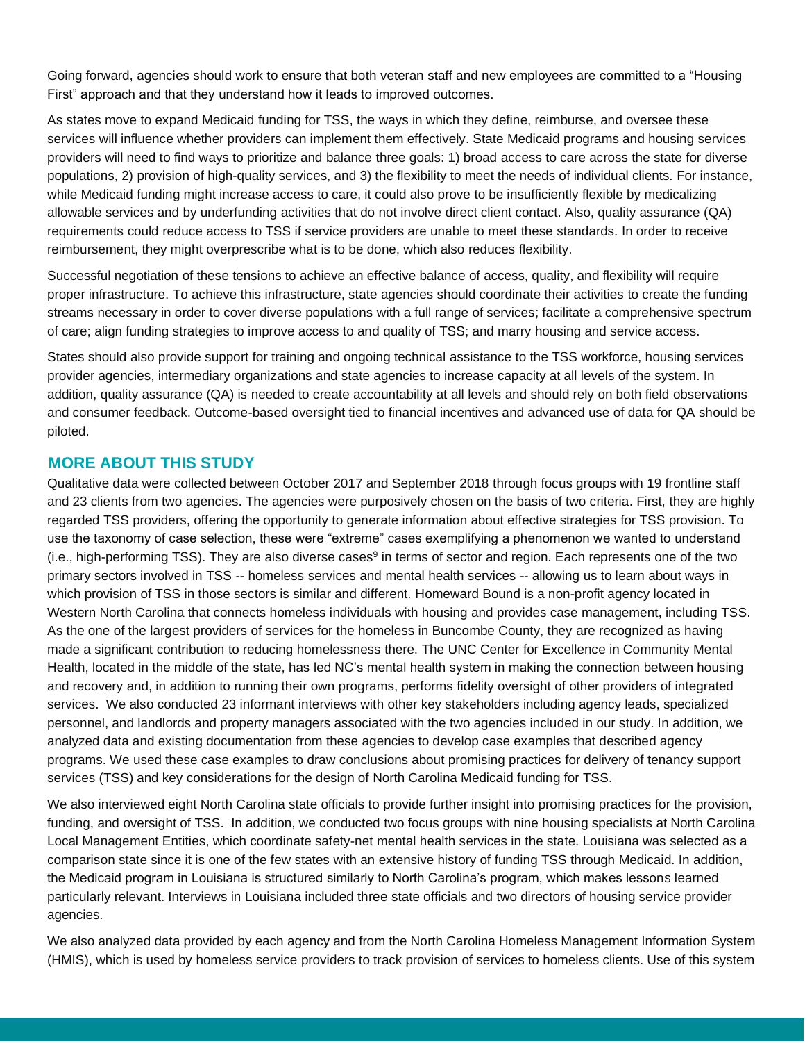Going forward, agencies should work to ensure that both veteran staff and new employees are committed to a "Housing First" approach and that they understand how it leads to improved outcomes.

As states move to expand Medicaid funding for TSS, the ways in which they define, reimburse, and oversee these services will influence whether providers can implement them effectively. State Medicaid programs and housing services providers will need to find ways to prioritize and balance three goals: 1) broad access to care across the state for diverse populations, 2) provision of high-quality services, and 3) the flexibility to meet the needs of individual clients. For instance, while Medicaid funding might increase access to care, it could also prove to be insufficiently flexible by medicalizing allowable services and by underfunding activities that do not involve direct client contact. Also, quality assurance (QA) requirements could reduce access to TSS if service providers are unable to meet these standards. In order to receive reimbursement, they might overprescribe what is to be done, which also reduces flexibility.

Successful negotiation of these tensions to achieve an effective balance of access, quality, and flexibility will require proper infrastructure. To achieve this infrastructure, state agencies should coordinate their activities to create the funding streams necessary in order to cover diverse populations with a full range of services; facilitate a comprehensive spectrum of care; align funding strategies to improve access to and quality of TSS; and marry housing and service access.

States should also provide support for training and ongoing technical assistance to the TSS workforce, housing services provider agencies, intermediary organizations and state agencies to increase capacity at all levels of the system. In addition, quality assurance (QA) is needed to create accountability at all levels and should rely on both field observations and consumer feedback. Outcome-based oversight tied to financial incentives and advanced use of data for QA should be piloted.

## MORE ABOUT THIS STUDY

Qualitative data were collected between October 2017 and September 2018 through focus groups with 19 frontline staff and 23 clients from two agencies. The agencies were purposively chosen on the basis of two criteria. First, they are highly regarded TSS providers, offering the opportunity to generate information about effective strategies for TSS provision. To use the taxonomy of case selection, these were "extreme" cases exemplifying a phenomenon we wanted to understand (i.e., high-performing TSS). They are also diverse cases[9] in terms of sector and region. Each represents one of the two primary sectors involved in TSS -- homeless services and mental health services -- allowing us to learn about ways in which provision of TSS in those sectors is similar and different. Homeward Bound is a non-profit agency located in Western North Carolina that connects homeless individuals with housing and provides case management, including TSS. As the one of the largest providers of services for the homeless in Buncombe County, they are recognized as having made a significant contribution to reducing homelessness there. The UNC Center for Excellence in Community Mental Health, located in the middle of the state, has led NC's mental health system in making the connection between housing and recovery and, in addition to running their own programs, performs fidelity oversight of other providers of integrated services. We also conducted 23 informant interviews with other key stakeholders including agency leads, specialized personnel, and landlords and property managers associated with the two agencies included in our study. In addition, we analyzed data and existing documentation from these agencies to develop case examples that described agency programs. We used these case examples to draw conclusions about promising practices for delivery of tenancy support services (TSS) and key considerations for the design of North Carolina Medicaid funding for TSS.

We also interviewed eight North Carolina state officials to provide further insight into promising practices for the provision, funding, and oversight of TSS. In addition, we conducted two focus groups with nine housing specialists at North Carolina Local Management Entities, which coordinate safety-net mental health services in the state. Louisiana was selected as a comparison state since it is one of the few states with an extensive history of funding TSS through Medicaid. In addition, the Medicaid program in Louisiana is structured similarly to North Carolina's program, which makes lessons learned particularly relevant. Interviews in Louisiana included three state officials and two directors of housing service provider agencies.

We also analyzed data provided by each agency and from the North Carolina Homeless Management Information System (HMIS), which is used by homeless service providers to track provision of services to homeless clients. Use of this system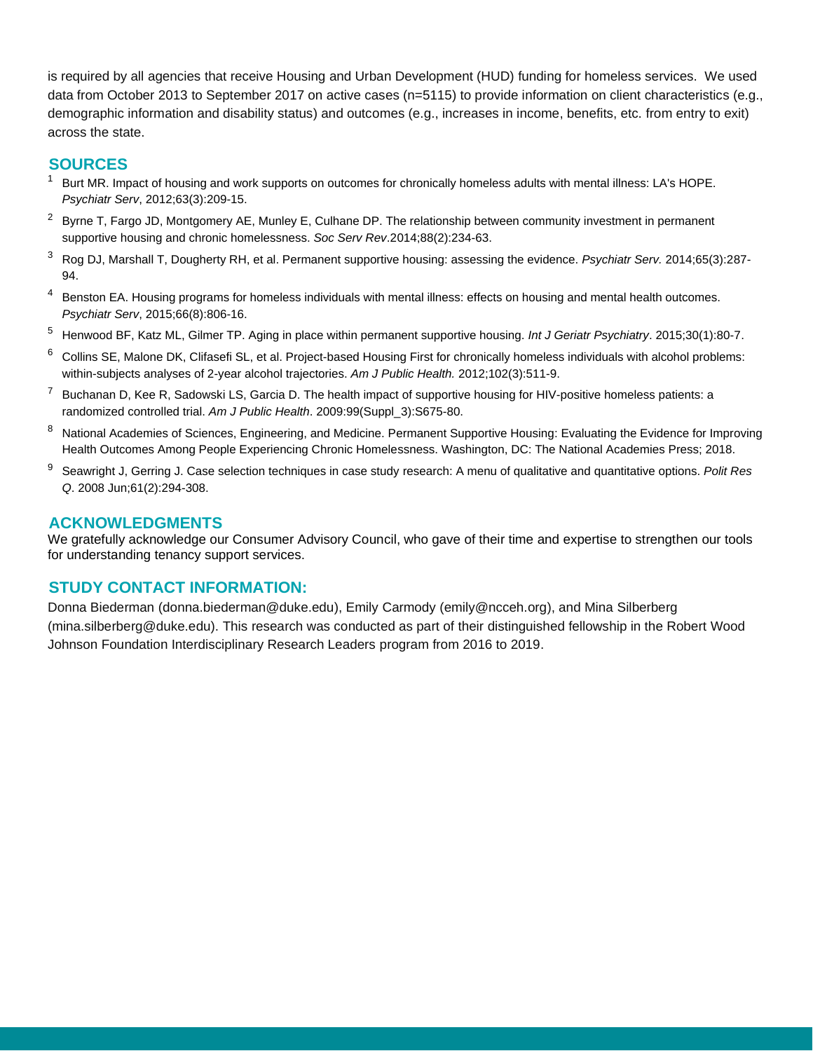is required by all agencies that receive Housing and Urban Development (HUD) funding for homeless services. We used data from October 2013 to September 2017 on active cases (n=5115) to provide information on client characteristics (e.g., demographic information and disability status) and outcomes (e.g., increases in income, benefits, etc. from entry to exit) across the state.

## SOURCES

[1] Burt MR. Impact of housing and work supports on outcomes for chronically homeless adults with mental illness: LA's HOPE. *Psychiatr Serv*, 2012;63(3):209-15.

[2] Byrne T, Fargo JD, Montgomery AE, Munley E, Culhane DP. The relationship between community investment in permanent supportive housing and chronic homelessness. *Soc Serv Rev*.2014;88(2):234-63.

[3] Rog DJ, Marshall T, Dougherty RH, et al. Permanent supportive housing: assessing the evidence. *Psychiatr Serv.* 2014;65(3):287-94.

[4] Benston EA. Housing programs for homeless individuals with mental illness: effects on housing and mental health outcomes. *Psychiatr Serv*, 2015;66(8):806-16.

[5] Henwood BF, Katz ML, Gilmer TP. Aging in place within permanent supportive housing. *Int J Geriatr Psychiatry*. 2015;30(1):80-7.

[6] Collins SE, Malone DK, Clifasefi SL, et al. Project-based Housing First for chronically homeless individuals with alcohol problems: within-subjects analyses of 2-year alcohol trajectories. *Am J Public Health.* 2012;102(3):511-9.

[7] Buchanan D, Kee R, Sadowski LS, Garcia D. The health impact of supportive housing for HIV-positive homeless patients: a randomized controlled trial. *Am J Public Health*. 2009:99(Suppl_3):S675-80.

[8] National Academies of Sciences, Engineering, and Medicine. Permanent Supportive Housing: Evaluating the Evidence for Improving Health Outcomes Among People Experiencing Chronic Homelessness. Washington, DC: The National Academies Press; 2018.

[9] Seawright J, Gerring J. Case selection techniques in case study research: A menu of qualitative and quantitative options. *Polit Res Q*. 2008 Jun;61(2):294-308.

## ACKNOWLEDGMENTS

We gratefully acknowledge our Consumer Advisory Council, who gave of their time and expertise to strengthen our tools for understanding tenancy support services.

## STUDY CONTACT INFORMATION:

Donna Biederman (donna.biederman@duke.edu), Emily Carmody (emily@ncceh.org), and Mina Silberberg (mina.silberberg@duke.edu). This research was conducted as part of their distinguished fellowship in the Robert Wood Johnson Foundation Interdisciplinary Research Leaders program from 2016 to 2019.